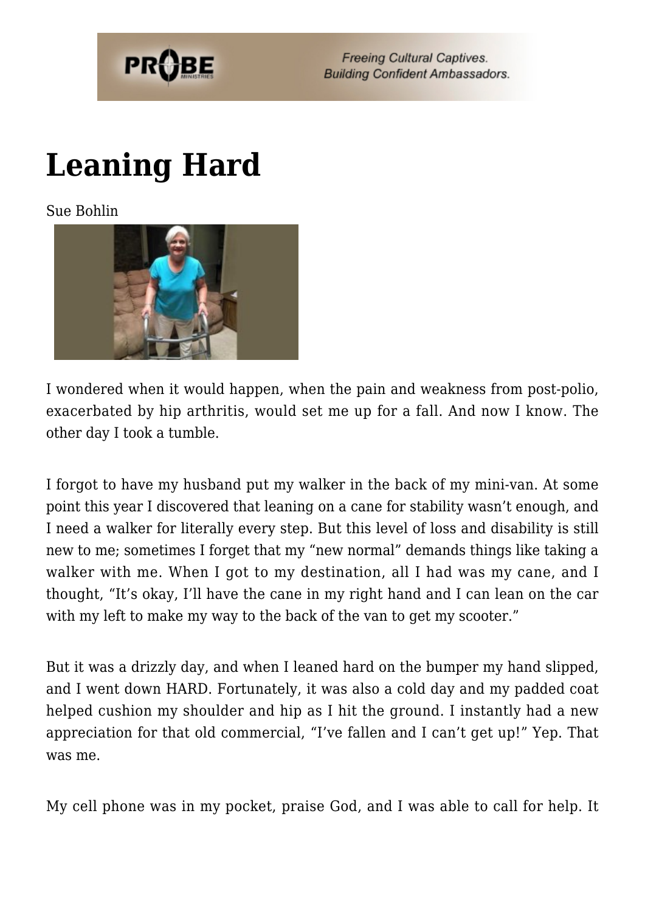# Leaning Hard

Sue Bohlin

I wondered when it would happen, when the pain and weakness from post-polio, exacerbated by hip arthritis, would set me up for a fall. And now I know. The other day I took a tumble.

I forgot to have my husband put my walker in the back of my mini-van. At some point this year I discovered that leaning on a cane for stability wasn't enough, and I need a walker for literally every step. But this level of loss and disability is still new to me; sometimes I forget that my "new normal" demands things like taking a walker with me. When I got to my destination, all I had was my cane, and I thought, "It's okay, I'll have the cane in my right hand and I can lean on the car with my left to make my way to the back of the van to get my scooter."

But it was a drizzly day, and when I leaned hard on the bumper my hand slipped, and I went down HARD. Fortunately, it was also a cold day and my padded coat helped cushion my shoulder and hip as I hit the ground. I instantly had a new appreciation for that old commercial, "I've fallen and I can't get up!" Yep. That was me.

My cell phone was in my pocket, praise God, and I was able to call for help. It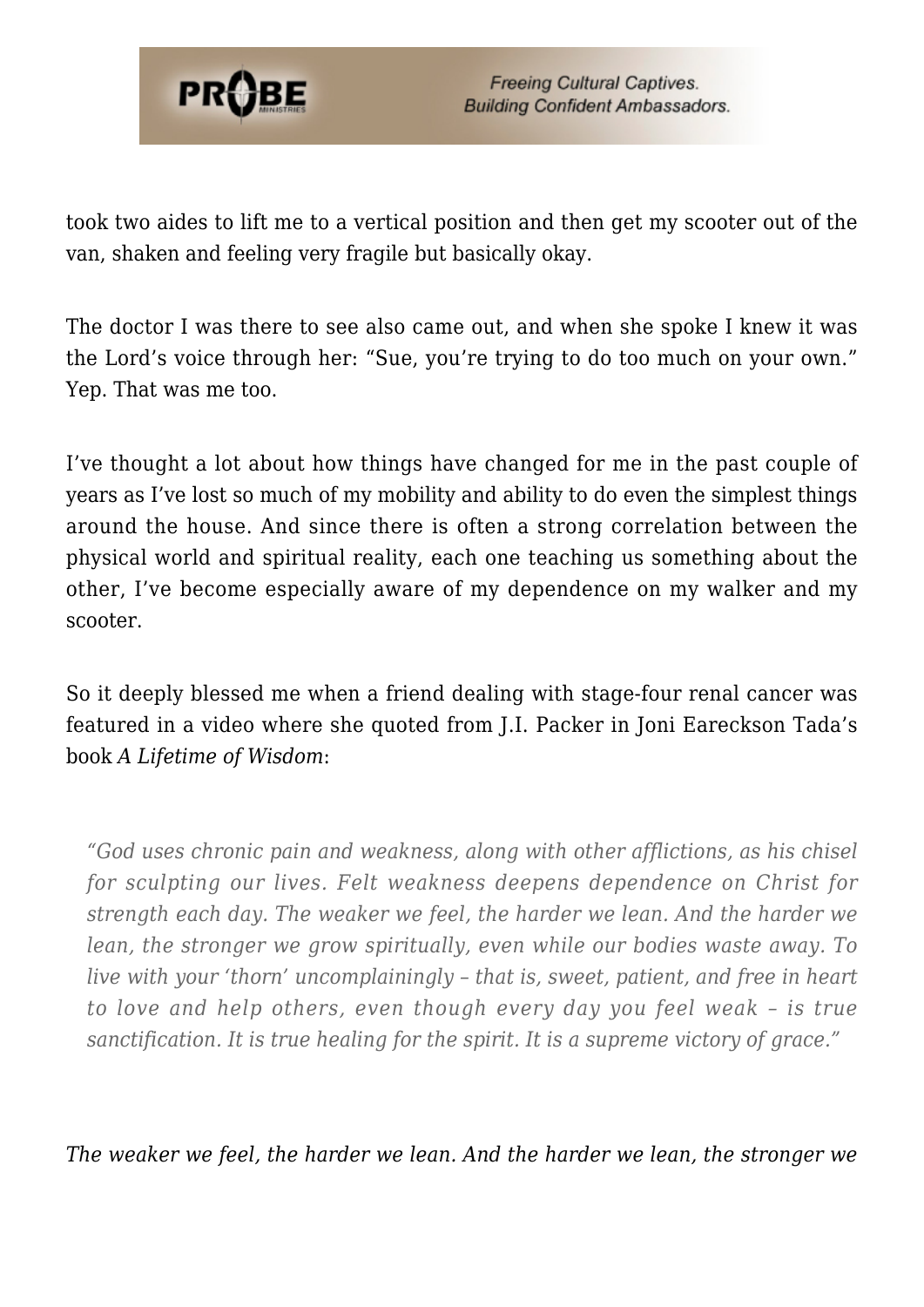took two aides to lift me to a vertical position and then get my scooter out of the van, shaken and feeling very fragile but basically okay.

The doctor I was there to see also came out, and when she spoke I knew it was the Lord's voice through her: "Sue, you're trying to do too much on your own." Yep. That was me too.

I've thought a lot about how things have changed for me in the past couple of years as I've lost so much of my mobility and ability to do even the simplest things around the house. And since there is often a strong correlation between the physical world and spiritual reality, each one teaching us something about the other, I've become especially aware of my dependence on my walker and my scooter.

So it deeply blessed me when a friend dealing with stage-four renal cancer was featured in a video where she quoted from J.I. Packer in Joni Eareckson Tada's book *A Lifetime of Wisdom*:

> *"God uses chronic pain and weakness, along with other afflictions, as his chisel for sculpting our lives. Felt weakness deepens dependence on Christ for strength each day. The weaker we feel, the harder we lean. And the harder we lean, the stronger we grow spiritually, even while our bodies waste away. To live with your 'thorn' uncomplainingly – that is, sweet, patient, and free in heart to love and help others, even though every day you feel weak – is true sanctification. It is true healing for the spirit. It is a supreme victory of grace."*

*The weaker we feel, the harder we lean. And the harder we lean, the stronger we*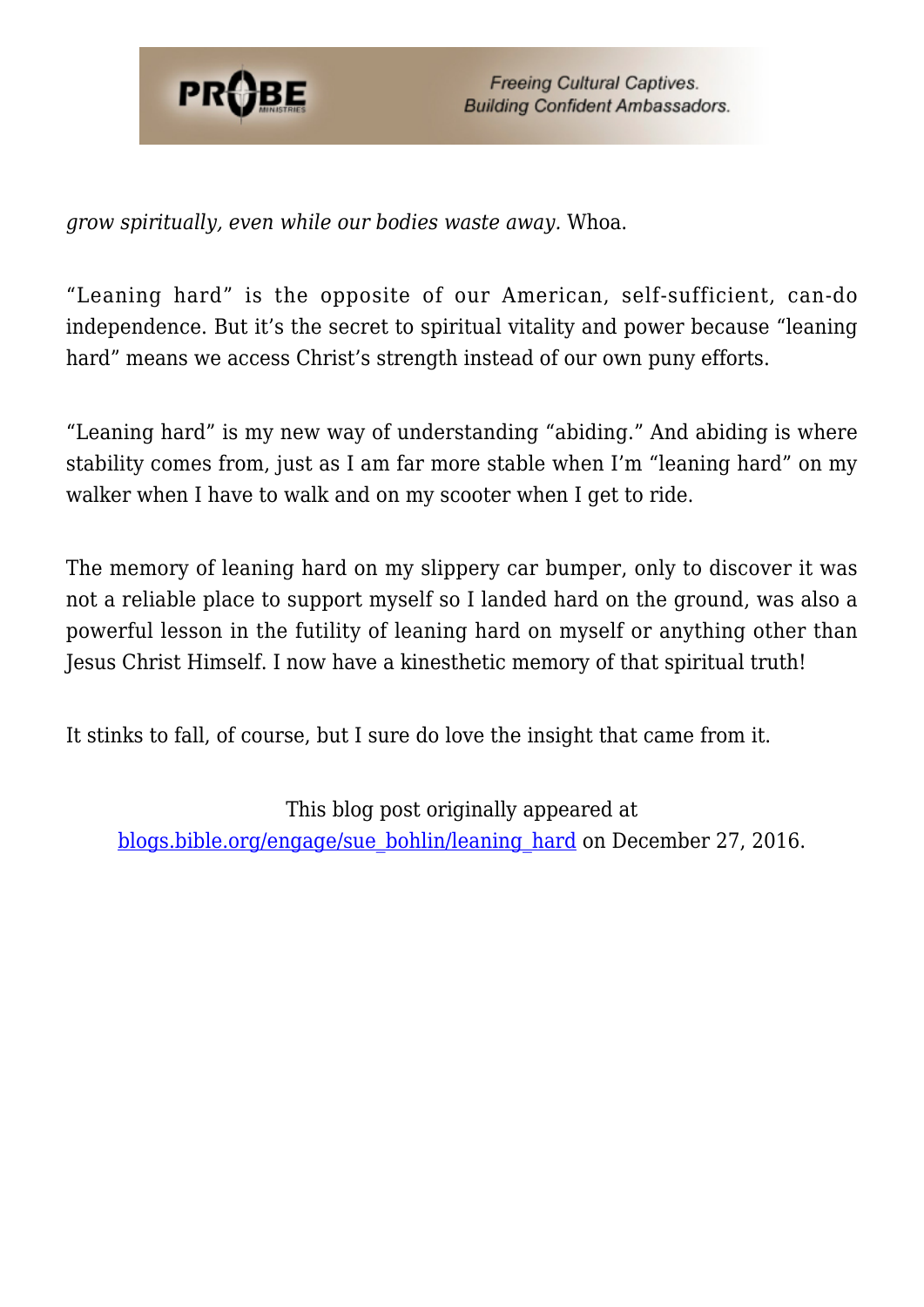*grow spiritually, even while our bodies waste away.* Whoa.

"Leaning hard" is the opposite of our American, self-sufficient, can-do independence. But it's the secret to spiritual vitality and power because "leaning hard" means we access Christ's strength instead of our own puny efforts.

"Leaning hard" is my new way of understanding "abiding." And abiding is where stability comes from, just as I am far more stable when I'm "leaning hard" on my walker when I have to walk and on my scooter when I get to ride.

The memory of leaning hard on my slippery car bumper, only to discover it was not a reliable place to support myself so I landed hard on the ground, was also a powerful lesson in the futility of leaning hard on myself or anything other than Jesus Christ Himself. I now have a kinesthetic memory of that spiritual truth!

It stinks to fall, of course, but I sure do love the insight that came from it.

This blog post originally appeared at [blogs.bible.org/engage/sue_bohlin/leaning_hard](blogs.bible.org/engage/sue_bohlin/leaning_hard) on December 27, 2016.